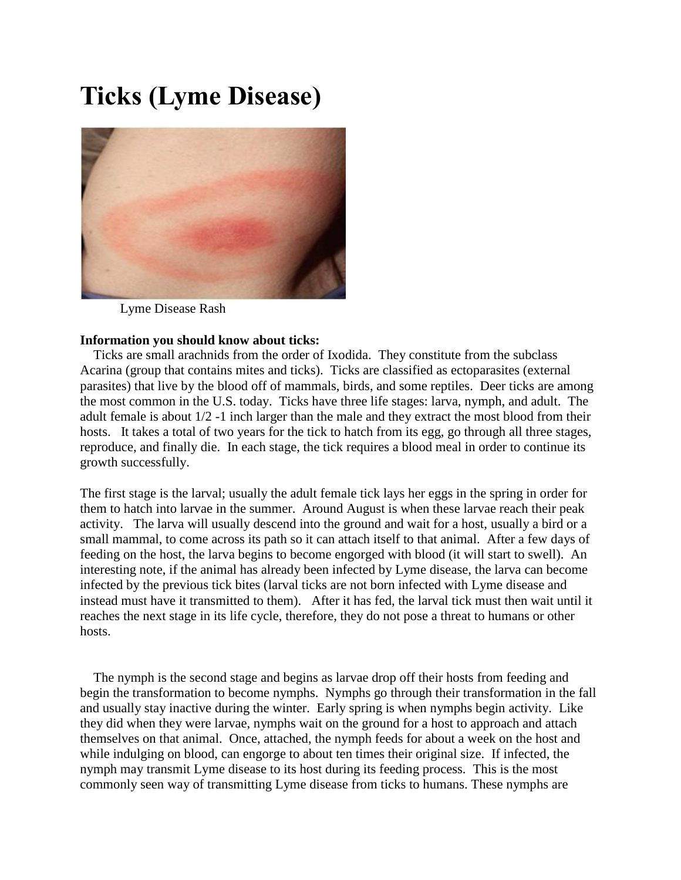# Ticks (Lyme Disease)

Lyme Disease Rash

**Information you should know about ticks:**

Ticks are small arachnids from the order of Ixodida. They constitute from the subclass Acarina (group that contains mites and ticks). Ticks are classified as ectoparasites (external parasites) that live by the blood off of mammals, birds, and some reptiles. Deer ticks are among the most common in the U.S. today. Ticks have three life stages: larva, nymph, and adult. The adult female is about 1/2 -1 inch larger than the male and they extract the most blood from their hosts. It takes a total of two years for the tick to hatch from its egg, go through all three stages, reproduce, and finally die. In each stage, the tick requires a blood meal in order to continue its growth successfully.

The first stage is the larval; usually the adult female tick lays her eggs in the spring in order for them to hatch into larvae in the summer. Around August is when these larvae reach their peak activity. The larva will usually descend into the ground and wait for a host, usually a bird or a small mammal, to come across its path so it can attach itself to that animal. After a few days of feeding on the host, the larva begins to become engorged with blood (it will start to swell). An interesting note, if the animal has already been infected by Lyme disease, the larva can become infected by the previous tick bites (larval ticks are not born infected with Lyme disease and instead must have it transmitted to them). After it has fed, the larval tick must then wait until it reaches the next stage in its life cycle, therefore, they do not pose a threat to humans or other hosts.

The nymph is the second stage and begins as larvae drop off their hosts from feeding and begin the transformation to become nymphs. Nymphs go through their transformation in the fall and usually stay inactive during the winter. Early spring is when nymphs begin activity. Like they did when they were larvae, nymphs wait on the ground for a host to approach and attach themselves on that animal. Once, attached, the nymph feeds for about a week on the host and while indulging on blood, can engorge to about ten times their original size. If infected, the nymph may transmit Lyme disease to its host during its feeding process. This is the most commonly seen way of transmitting Lyme disease from ticks to humans. These nymphs are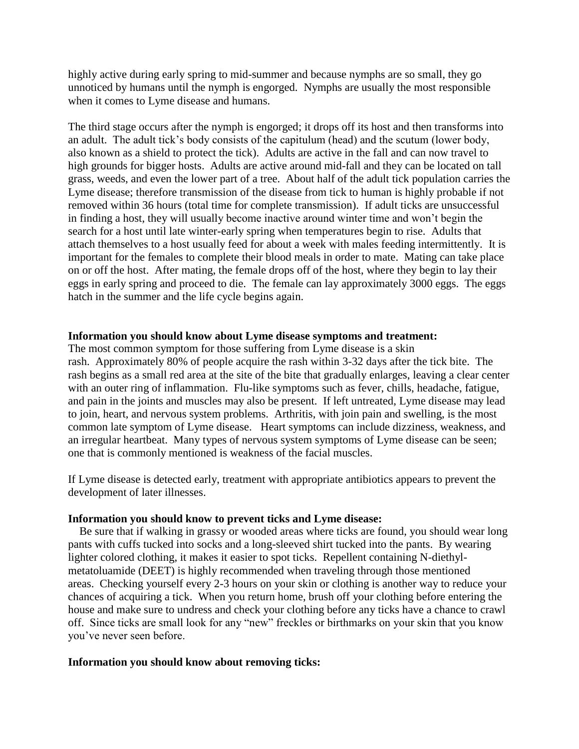highly active during early spring to mid-summer and because nymphs are so small, they go unnoticed by humans until the nymph is engorged. Nymphs are usually the most responsible when it comes to Lyme disease and humans.

The third stage occurs after the nymph is engorged; it drops off its host and then transforms into an adult. The adult tick's body consists of the capitulum (head) and the scutum (lower body, also known as a shield to protect the tick). Adults are active in the fall and can now travel to high grounds for bigger hosts. Adults are active around mid-fall and they can be located on tall grass, weeds, and even the lower part of a tree. About half of the adult tick population carries the Lyme disease; therefore transmission of the disease from tick to human is highly probable if not removed within 36 hours (total time for complete transmission). If adult ticks are unsuccessful in finding a host, they will usually become inactive around winter time and won't begin the search for a host until late winter-early spring when temperatures begin to rise. Adults that attach themselves to a host usually feed for about a week with males feeding intermittently. It is important for the females to complete their blood meals in order to mate. Mating can take place on or off the host. After mating, the female drops off of the host, where they begin to lay their eggs in early spring and proceed to die. The female can lay approximately 3000 eggs. The eggs hatch in the summer and the life cycle begins again.

**Information you should know about Lyme disease symptoms and treatment:**

The most common symptom for those suffering from Lyme disease is a skin rash. Approximately 80% of people acquire the rash within 3-32 days after the tick bite. The rash begins as a small red area at the site of the bite that gradually enlarges, leaving a clear center with an outer ring of inflammation. Flu-like symptoms such as fever, chills, headache, fatigue, and pain in the joints and muscles may also be present. If left untreated, Lyme disease may lead to join, heart, and nervous system problems. Arthritis, with join pain and swelling, is the most common late symptom of Lyme disease. Heart symptoms can include dizziness, weakness, and an irregular heartbeat. Many types of nervous system symptoms of Lyme disease can be seen; one that is commonly mentioned is weakness of the facial muscles.

If Lyme disease is detected early, treatment with appropriate antibiotics appears to prevent the development of later illnesses.

**Information you should know to prevent ticks and Lyme disease:**

Be sure that if walking in grassy or wooded areas where ticks are found, you should wear long pants with cuffs tucked into socks and a long-sleeved shirt tucked into the pants. By wearing lighter colored clothing, it makes it easier to spot ticks. Repellent containing N-diethyl-metatoluamide (DEET) is highly recommended when traveling through those mentioned areas. Checking yourself every 2-3 hours on your skin or clothing is another way to reduce your chances of acquiring a tick. When you return home, brush off your clothing before entering the house and make sure to undress and check your clothing before any ticks have a chance to crawl off. Since ticks are small look for any "new" freckles or birthmarks on your skin that you know you've never seen before.

**Information you should know about removing ticks:**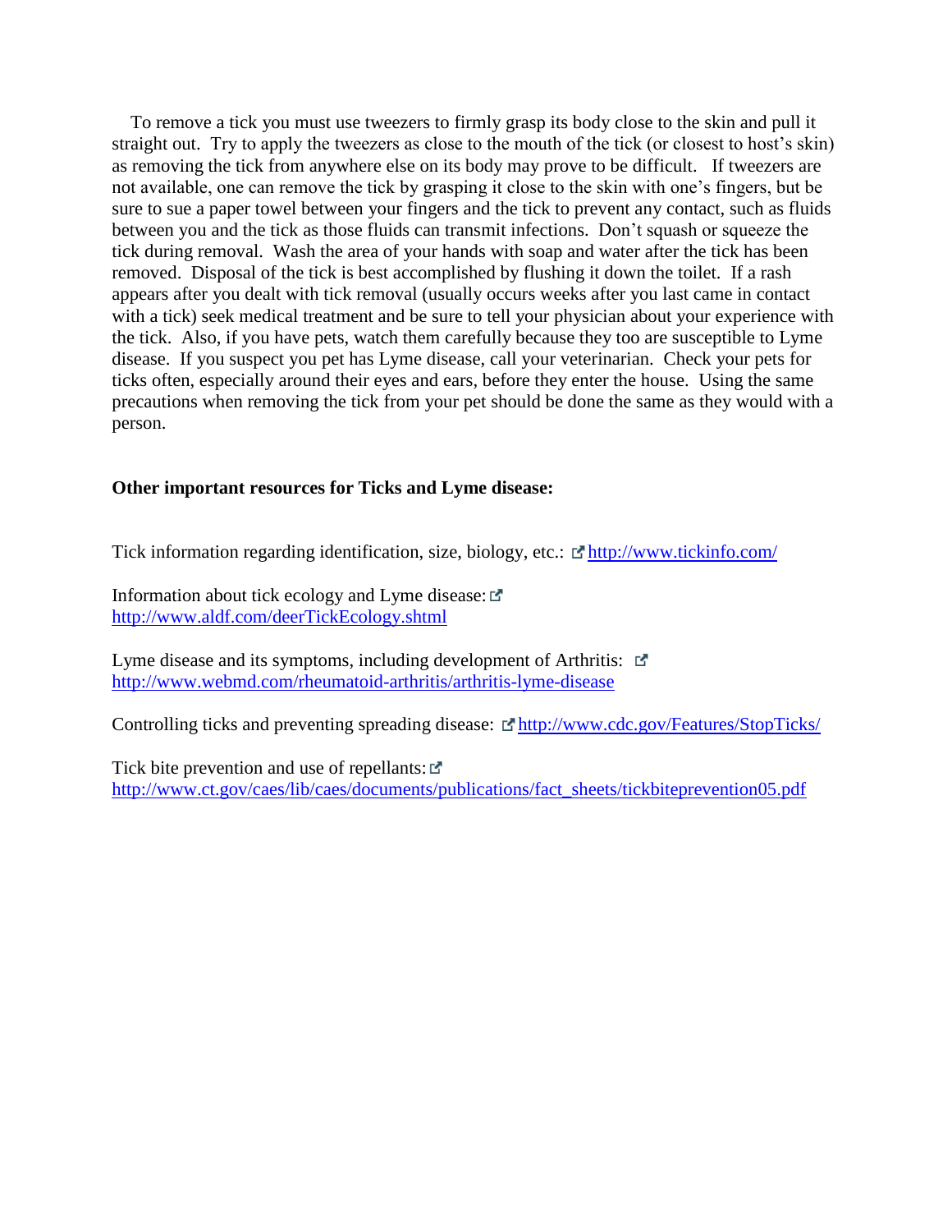To remove a tick you must use tweezers to firmly grasp its body close to the skin and pull it straight out. Try to apply the tweezers as close to the mouth of the tick (or closest to host's skin) as removing the tick from anywhere else on its body may prove to be difficult. If tweezers are not available, one can remove the tick by grasping it close to the skin with one's fingers, but be sure to sue a paper towel between your fingers and the tick to prevent any contact, such as fluids between you and the tick as those fluids can transmit infections. Don't squash or squeeze the tick during removal. Wash the area of your hands with soap and water after the tick has been removed. Disposal of the tick is best accomplished by flushing it down the toilet. If a rash appears after you dealt with tick removal (usually occurs weeks after you last came in contact with a tick) seek medical treatment and be sure to tell your physician about your experience with the tick. Also, if you have pets, watch them carefully because they too are susceptible to Lyme disease. If you suspect you pet has Lyme disease, call your veterinarian. Check your pets for ticks often, especially around their eyes and ears, before they enter the house. Using the same precautions when removing the tick from your pet should be done the same as they would with a person.

**Other important resources for Ticks and Lyme disease:**

Tick information regarding identification, size, biology, etc.: http://www.tickinfo.com/

Information about tick ecology and Lyme disease: http://www.aldf.com/deerTickEcology.shtml

Lyme disease and its symptoms, including development of Arthritis: http://www.webmd.com/rheumatoid-arthritis/arthritis-lyme-disease

Controlling ticks and preventing spreading disease: http://www.cdc.gov/Features/StopTicks/

Tick bite prevention and use of repellants: http://www.ct.gov/caes/lib/caes/documents/publications/fact_sheets/tickbiteprevention05.pdf